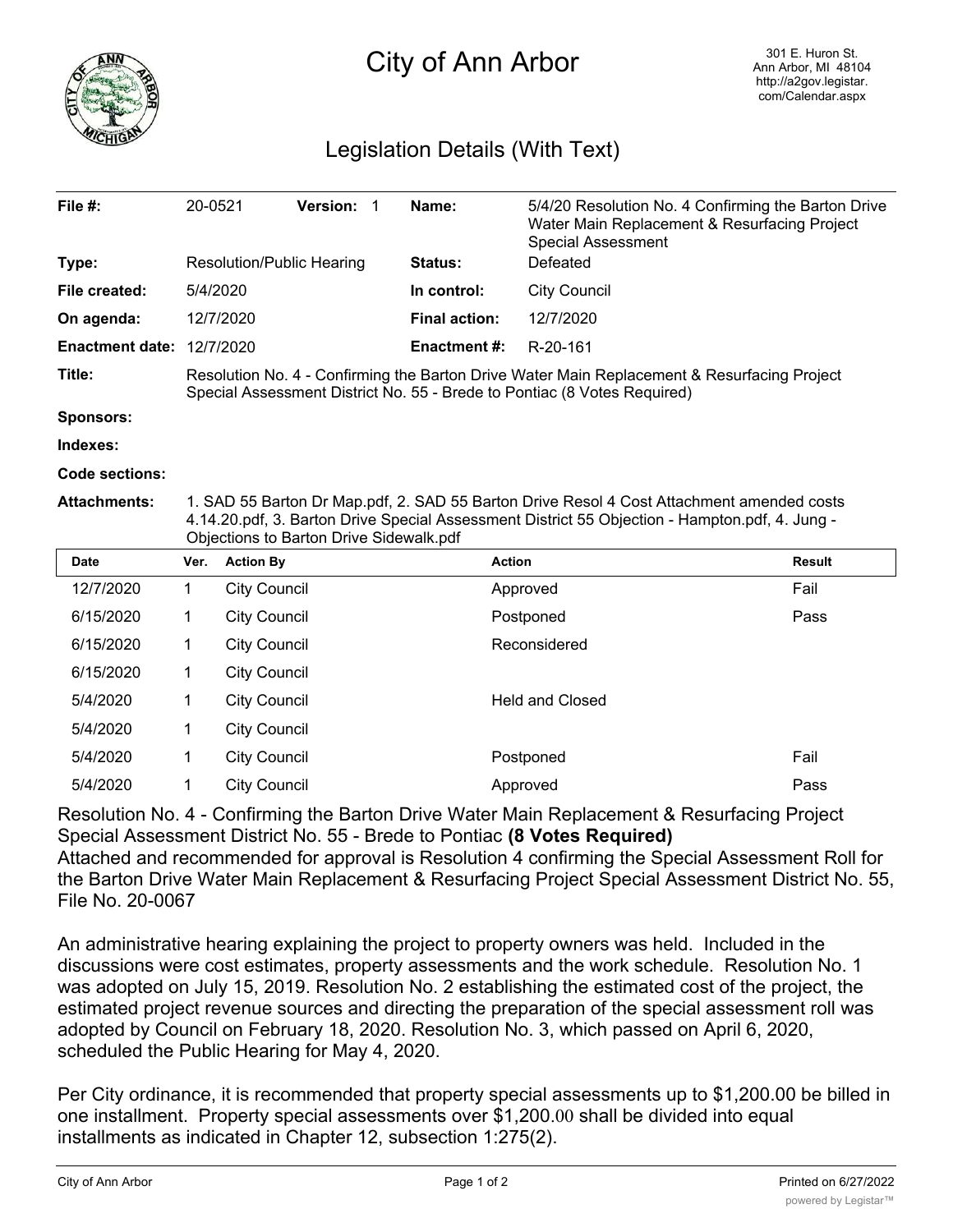# City of Ann Arbor

301 E. Huron St.
Ann Arbor, MI 48104
http://a2gov.legistar.com/Calendar.aspx

## Legislation Details (With Text)

| | | | |
|---|---|---|---|
| **File #:** | 20-0521 **Version:** 1 | **Name:** | 5/4/20 Resolution No. 4 Confirming the Barton Drive Water Main Replacement & Resurfacing Project Special Assessment |
| **Type:** | Resolution/Public Hearing | **Status:** | Defeated |
| **File created:** | 5/4/2020 | **In control:** | City Council |
| **On agenda:** | 12/7/2020 | **Final action:** | 12/7/2020 |
| **Enactment date:** | 12/7/2020 | **Enactment #:** | R-20-161 |

**Title:** Resolution No. 4 - Confirming the Barton Drive Water Main Replacement & Resurfacing Project Special Assessment District No. 55 - Brede to Pontiac (8 Votes Required)

**Sponsors:**

**Indexes:**

**Code sections:**

**Attachments:** 1. SAD 55 Barton Dr Map.pdf, 2. SAD 55 Barton Drive Resol 4 Cost Attachment amended costs 4.14.20.pdf, 3. Barton Drive Special Assessment District 55 Objection - Hampton.pdf, 4. Jung - Objections to Barton Drive Sidewalk.pdf

| Date | Ver. | Action By | Action | Result |
|---|---|---|---|---|
| 12/7/2020 | 1 | City Council | Approved | Fail |
| 6/15/2020 | 1 | City Council | Postponed | Pass |
| 6/15/2020 | 1 | City Council | Reconsidered | |
| 6/15/2020 | 1 | City Council | | |
| 5/4/2020 | 1 | City Council | Held and Closed | |
| 5/4/2020 | 1 | City Council | | |
| 5/4/2020 | 1 | City Council | Postponed | Fail |
| 5/4/2020 | 1 | City Council | Approved | Pass |

Resolution No. 4 - Confirming the Barton Drive Water Main Replacement & Resurfacing Project Special Assessment District No. 55 - Brede to Pontiac **(8 Votes Required)**

Attached and recommended for approval is Resolution 4 confirming the Special Assessment Roll for the Barton Drive Water Main Replacement & Resurfacing Project Special Assessment District No. 55, File No. 20-0067

An administrative hearing explaining the project to property owners was held. Included in the discussions were cost estimates, property assessments and the work schedule. Resolution No. 1 was adopted on July 15, 2019. Resolution No. 2 establishing the estimated cost of the project, the estimated project revenue sources and directing the preparation of the special assessment roll was adopted by Council on February 18, 2020. Resolution No. 3, which passed on April 6, 2020, scheduled the Public Hearing for May 4, 2020.

Per City ordinance, it is recommended that property special assessments up to $1,200.00 be billed in one installment. Property special assessments over $1,200.00 shall be divided into equal installments as indicated in Chapter 12, subsection 1:275(2).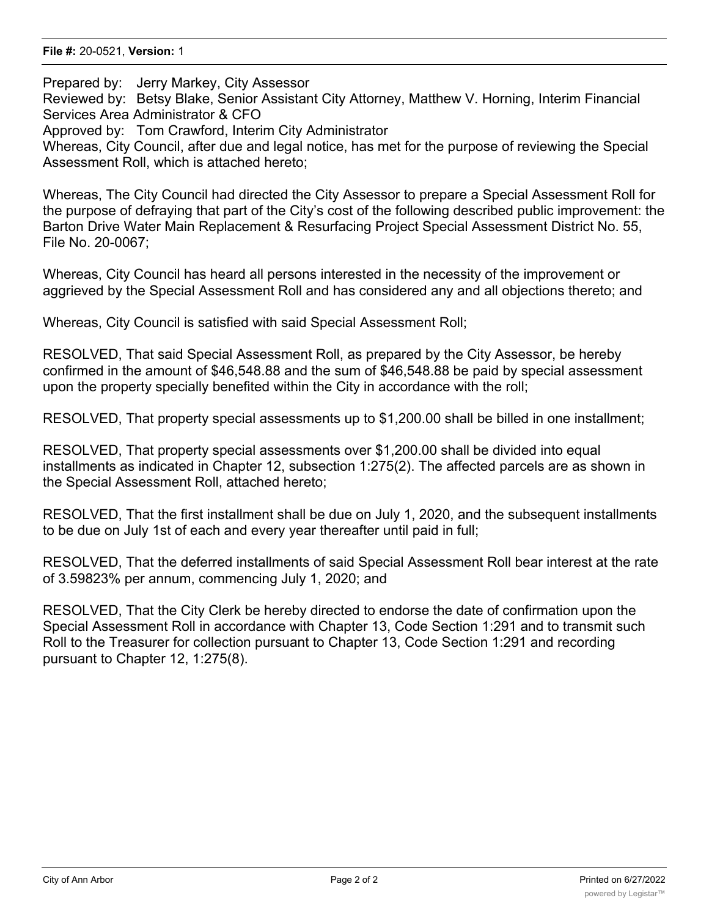**File #:** 20-0521, **Version:** 1

Prepared by: Jerry Markey, City Assessor
Reviewed by: Betsy Blake, Senior Assistant City Attorney, Matthew V. Horning, Interim Financial Services Area Administrator & CFO
Approved by: Tom Crawford, Interim City Administrator

Whereas, City Council, after due and legal notice, has met for the purpose of reviewing the Special Assessment Roll, which is attached hereto;

Whereas, The City Council had directed the City Assessor to prepare a Special Assessment Roll for the purpose of defraying that part of the City's cost of the following described public improvement: the Barton Drive Water Main Replacement & Resurfacing Project Special Assessment District No. 55, File No. 20-0067;

Whereas, City Council has heard all persons interested in the necessity of the improvement or aggrieved by the Special Assessment Roll and has considered any and all objections thereto; and

Whereas, City Council is satisfied with said Special Assessment Roll;

RESOLVED, That said Special Assessment Roll, as prepared by the City Assessor, be hereby confirmed in the amount of $46,548.88 and the sum of $46,548.88 be paid by special assessment upon the property specially benefited within the City in accordance with the roll;

RESOLVED, That property special assessments up to $1,200.00 shall be billed in one installment;

RESOLVED, That property special assessments over $1,200.00 shall be divided into equal installments as indicated in Chapter 12, subsection 1:275(2). The affected parcels are as shown in the Special Assessment Roll, attached hereto;

RESOLVED, That the first installment shall be due on July 1, 2020, and the subsequent installments to be due on July 1st of each and every year thereafter until paid in full;

RESOLVED, That the deferred installments of said Special Assessment Roll bear interest at the rate of 3.59823% per annum, commencing July 1, 2020; and

RESOLVED, That the City Clerk be hereby directed to endorse the date of confirmation upon the Special Assessment Roll in accordance with Chapter 13, Code Section 1:291 and to transmit such Roll to the Treasurer for collection pursuant to Chapter 13, Code Section 1:291 and recording pursuant to Chapter 12, 1:275(8).